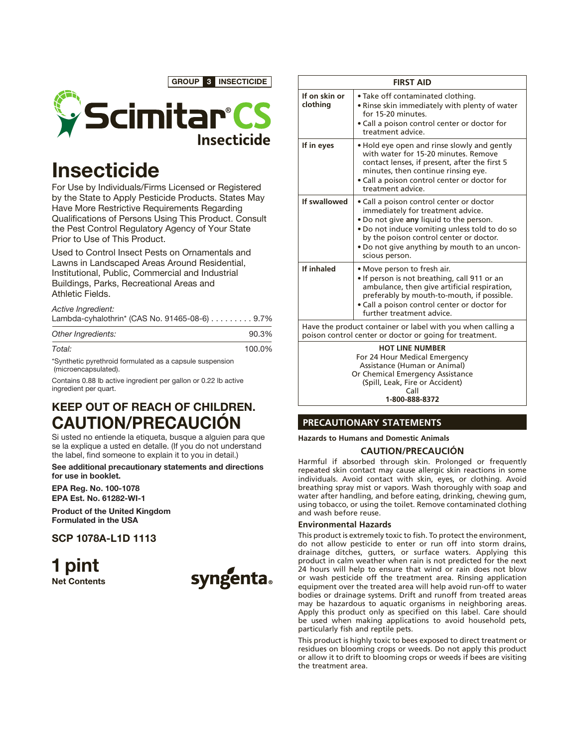**GROUP 3 INSECTICIDE**

# Scimitar® CS Insecticide

# Insecticide

For Use by Individuals/Firms Licensed or Registered by the State to Apply Pesticide Products. States May Have More Restrictive Requirements Regarding Qualifications of Persons Using This Product. Consult the Pest Control Regulatory Agency of Your State Prior to Use of This Product.

Used to Control Insect Pests on Ornamentals and Lawns in Landscaped Areas Around Residential, Institutional, Public, Commercial and Industrial Buildings, Parks, Recreational Areas and Athletic Fields.

| *Active Ingredient:* | |
|---|---|
| Lambda-cyhalothrin* (CAS No. 91465-08-6) | 9.7% |
| *Other Ingredients:* | 90.3% |
| *Total:* | 100.0% |

*Synthetic pyrethroid formulated as a capsule suspension (microencapsulated).

Contains 0.88 lb active ingredient per gallon or 0.22 lb active ingredient per quart.

## KEEP OUT OF REACH OF CHILDREN.
## CAUTION/PRECAUCIÓN

Si usted no entiende la etiqueta, busque a alguien para que se la explique a usted en detalle. (If you do not understand the label, find someone to explain it to you in detail.)

**See additional precautionary statements and directions for use in booklet.**

**EPA Reg. No. 100-1078**
**EPA Est. No. 61282-WI-1**

**Product of the United Kingdom**
**Formulated in the USA**

**SCP 1078A-L1D 1113**

**1 pint**
**Net Contents**

syngenta®

| FIRST AID | |
|---|---|
| **If on skin or clothing** | • Take off contaminated clothing.<br>• Rinse skin immediately with plenty of water for 15-20 minutes.<br>• Call a poison control center or doctor for treatment advice. |
| **If in eyes** | • Hold eye open and rinse slowly and gently with water for 15-20 minutes. Remove contact lenses, if present, after the first 5 minutes, then continue rinsing eye.<br>• Call a poison control center or doctor for treatment advice. |
| **If swallowed** | • Call a poison control center or doctor immediately for treatment advice.<br>• Do not give **any** liquid to the person.<br>• Do not induce vomiting unless told to do so by the poison control center or doctor.<br>• Do not give anything by mouth to an unconscious person. |
| **If inhaled** | • Move person to fresh air.<br>• If person is not breathing, call 911 or an ambulance, then give artificial respiration, preferably by mouth-to-mouth, if possible.<br>• Call a poison control center or doctor for further treatment advice. |
| Have the product container or label with you when calling a poison control center or doctor or going for treatment. | |
| **HOT LINE NUMBER**<br>For 24 Hour Medical Emergency Assistance (Human or Animal) Or Chemical Emergency Assistance (Spill, Leak, Fire or Accident) Call<br>**1-800-888-8372** | |

## PRECAUTIONARY STATEMENTS

**Hazards to Humans and Domestic Animals**

### CAUTION/PRECAUCIÓN

Harmful if absorbed through skin. Prolonged or frequently repeated skin contact may cause allergic skin reactions in some individuals. Avoid contact with skin, eyes, or clothing. Avoid breathing spray mist or vapors. Wash thoroughly with soap and water after handling, and before eating, drinking, chewing gum, using tobacco, or using the toilet. Remove contaminated clothing and wash before reuse.

**Environmental Hazards**

This product is extremely toxic to fish. To protect the environment, do not allow pesticide to enter or run off into storm drains, drainage ditches, gutters, or surface waters. Applying this product in calm weather when rain is not predicted for the next 24 hours will help to ensure that wind or rain does not blow or wash pesticide off the treatment area. Rinsing application equipment over the treated area will help avoid run-off to water bodies or drainage systems. Drift and runoff from treated areas may be hazardous to aquatic organisms in neighboring areas. Apply this product only as specified on this label. Care should be used when making applications to avoid household pets, particularly fish and reptile pets.

This product is highly toxic to bees exposed to direct treatment or residues on blooming crops or weeds. Do not apply this product or allow it to drift to blooming crops or weeds if bees are visiting the treatment area.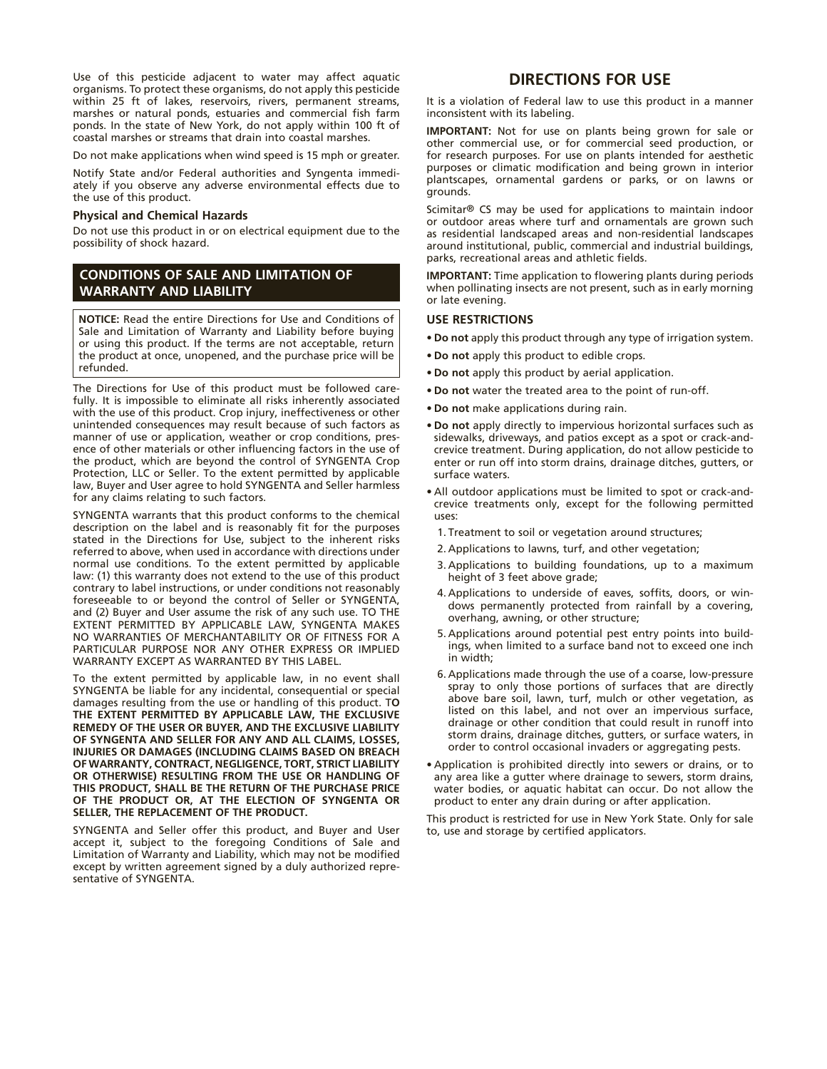Use of this pesticide adjacent to water may affect aquatic organisms. To protect these organisms, do not apply this pesticide within 25 ft of lakes, reservoirs, rivers, permanent streams, marshes or natural ponds, estuaries and commercial fish farm ponds. In the state of New York, do not apply within 100 ft of coastal marshes or streams that drain into coastal marshes.

Do not make applications when wind speed is 15 mph or greater.

Notify State and/or Federal authorities and Syngenta immediately if you observe any adverse environmental effects due to the use of this product.

### Physical and Chemical Hazards

Do not use this product in or on electrical equipment due to the possibility of shock hazard.

## CONDITIONS OF SALE AND LIMITATION OF WARRANTY AND LIABILITY

**NOTICE:** Read the entire Directions for Use and Conditions of Sale and Limitation of Warranty and Liability before buying or using this product. If the terms are not acceptable, return the product at once, unopened, and the purchase price will be refunded.

The Directions for Use of this product must be followed carefully. It is impossible to eliminate all risks inherently associated with the use of this product. Crop injury, ineffectiveness or other unintended consequences may result because of such factors as manner of use or application, weather or crop conditions, presence of other materials or other influencing factors in the use of the product, which are beyond the control of SYNGENTA Crop Protection, LLC or Seller. To the extent permitted by applicable law, Buyer and User agree to hold SYNGENTA and Seller harmless for any claims relating to such factors.

SYNGENTA warrants that this product conforms to the chemical description on the label and is reasonably fit for the purposes stated in the Directions for Use, subject to the inherent risks referred to above, when used in accordance with directions under normal use conditions. To the extent permitted by applicable law: (1) this warranty does not extend to the use of this product contrary to label instructions, or under conditions not reasonably foreseeable to or beyond the control of Seller or SYNGENTA, and (2) Buyer and User assume the risk of any such use. TO THE EXTENT PERMITTED BY APPLICABLE LAW, SYNGENTA MAKES NO WARRANTIES OF MERCHANTABILITY OR OF FITNESS FOR A PARTICULAR PURPOSE NOR ANY OTHER EXPRESS OR IMPLIED WARRANTY EXCEPT AS WARRANTED BY THIS LABEL.

To the extent permitted by applicable law, in no event shall SYNGENTA be liable for any incidental, consequential or special damages resulting from the use or handling of this product. **TO THE EXTENT PERMITTED BY APPLICABLE LAW, THE EXCLUSIVE REMEDY OF THE USER OR BUYER, AND THE EXCLUSIVE LIABILITY OF SYNGENTA AND SELLER FOR ANY AND ALL CLAIMS, LOSSES, INJURIES OR DAMAGES (INCLUDING CLAIMS BASED ON BREACH OF WARRANTY, CONTRACT, NEGLIGENCE, TORT, STRICT LIABILITY OR OTHERWISE) RESULTING FROM THE USE OR HANDLING OF THIS PRODUCT, SHALL BE THE RETURN OF THE PURCHASE PRICE OF THE PRODUCT OR, AT THE ELECTION OF SYNGENTA OR SELLER, THE REPLACEMENT OF THE PRODUCT.**

SYNGENTA and Seller offer this product, and Buyer and User accept it, subject to the foregoing Conditions of Sale and Limitation of Warranty and Liability, which may not be modified except by written agreement signed by a duly authorized representative of SYNGENTA.

## DIRECTIONS FOR USE

It is a violation of Federal law to use this product in a manner inconsistent with its labeling.

**IMPORTANT:** Not for use on plants being grown for sale or other commercial use, or for commercial seed production, or for research purposes. For use on plants intended for aesthetic purposes or climatic modification and being grown in interior plantscapes, ornamental gardens or parks, or on lawns or grounds.

Scimitar® CS may be used for applications to maintain indoor or outdoor areas where turf and ornamentals are grown such as residential landscaped areas and non-residential landscapes around institutional, public, commercial and industrial buildings, parks, recreational areas and athletic fields.

**IMPORTANT:** Time application to flowering plants during periods when pollinating insects are not present, such as in early morning or late evening.

### USE RESTRICTIONS

- **Do not** apply this product through any type of irrigation system.
- **Do not** apply this product to edible crops.
- **Do not** apply this product by aerial application.
- **Do not** water the treated area to the point of run-off.
- **Do not** make applications during rain.
- **Do not** apply directly to impervious horizontal surfaces such as sidewalks, driveways, and patios except as a spot or crack-and-crevice treatment. During application, do not allow pesticide to enter or run off into storm drains, drainage ditches, gutters, or surface waters.
- All outdoor applications must be limited to spot or crack-and-crevice treatments only, except for the following permitted uses:
  1. Treatment to soil or vegetation around structures;
  2. Applications to lawns, turf, and other vegetation;
  3. Applications to building foundations, up to a maximum height of 3 feet above grade;
  4. Applications to underside of eaves, soffits, doors, or windows permanently protected from rainfall by a covering, overhang, awning, or other structure;
  5. Applications around potential pest entry points into buildings, when limited to a surface band not to exceed one inch in width;
  6. Applications made through the use of a coarse, low-pressure spray to only those portions of surfaces that are directly above bare soil, lawn, turf, mulch or other vegetation, as listed on this label, and not over an impervious surface, drainage or other condition that could result in runoff into storm drains, drainage ditches, gutters, or surface waters, in order to control occasional invaders or aggregating pests.
- Application is prohibited directly into sewers or drains, or to any area like a gutter where drainage to sewers, storm drains, water bodies, or aquatic habitat can occur. Do not allow the product to enter any drain during or after application.

This product is restricted for use in New York State. Only for sale to, use and storage by certified applicators.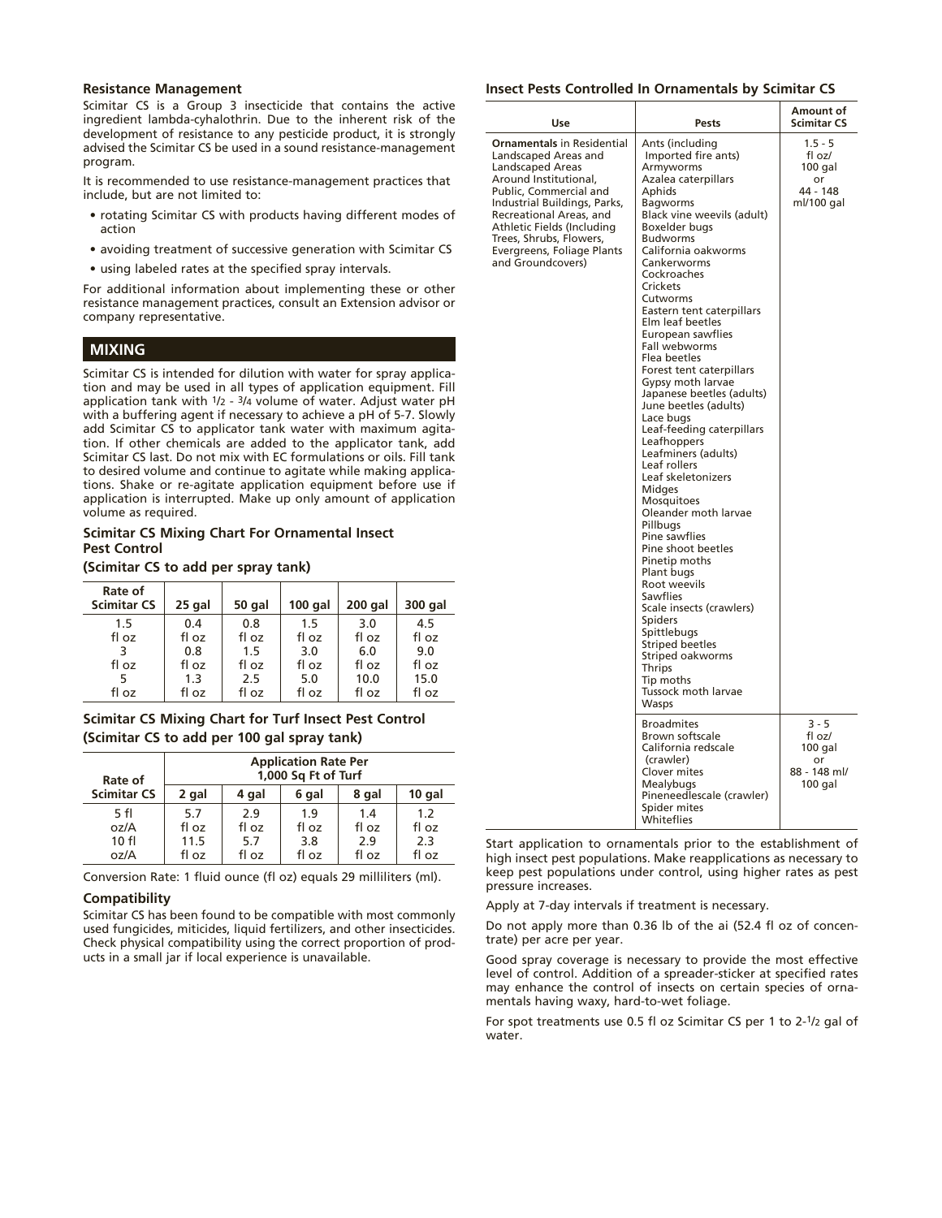### Resistance Management

Scimitar CS is a Group 3 insecticide that contains the active ingredient lambda-cyhalothrin. Due to the inherent risk of the development of resistance to any pesticide product, it is strongly advised the Scimitar CS be used in a sound resistance-management program.

It is recommended to use resistance-management practices that include, but are not limited to:

- rotating Scimitar CS with products having different modes of action
- avoiding treatment of successive generation with Scimitar CS
- using labeled rates at the specified spray intervals.

For additional information about implementing these or other resistance management practices, consult an Extension advisor or company representative.

## MIXING

Scimitar CS is intended for dilution with water for spray application and may be used in all types of application equipment. Fill application tank with 1/2 - 3/4 volume of water. Adjust water pH with a buffering agent if necessary to achieve a pH of 5-7. Slowly add Scimitar CS to applicator tank water with maximum agitation. If other chemicals are added to the applicator tank, add Scimitar CS last. Do not mix with EC formulations or oils. Fill tank to desired volume and continue to agitate while making applications. Shake or re-agitate application equipment before use if application is interrupted. Make up only amount of application volume as required.

### Scimitar CS Mixing Chart For Ornamental Insect Pest Control

**(Scimitar CS to add per spray tank)**

| Rate of Scimitar CS | 25 gal | 50 gal | 100 gal | 200 gal | 300 gal |
|---|---|---|---|---|---|
| 1.5 fl oz | 0.4 fl oz | 0.8 fl oz | 1.5 fl oz | 3.0 fl oz | 4.5 fl oz |
| 3 fl oz | 0.8 fl oz | 1.5 fl oz | 3.0 fl oz | 6.0 fl oz | 9.0 fl oz |
| 5 fl oz | 1.3 fl oz | 2.5 fl oz | 5.0 fl oz | 10.0 fl oz | 15.0 fl oz |

### Scimitar CS Mixing Chart for Turf Insect Pest Control (Scimitar CS to add per 100 gal spray tank)

| Rate of Scimitar CS | Application Rate Per 1,000 Sq Ft of Turf | | | | |
|---|---|---|---|---|---|
| | 2 gal | 4 gal | 6 gal | 8 gal | 10 gal |
| 5 fl oz/A | 5.7 fl oz | 2.9 fl oz | 1.9 fl oz | 1.4 fl oz | 1.2 fl oz |
| 10 fl oz/A | 11.5 fl oz | 5.7 fl oz | 3.8 fl oz | 2.9 fl oz | 2.3 fl oz |

Conversion Rate: 1 fluid ounce (fl oz) equals 29 milliliters (ml).

### Compatibility

Scimitar CS has been found to be compatible with most commonly used fungicides, miticides, liquid fertilizers, and other insecticides. Check physical compatibility using the correct proportion of products in a small jar if local experience is unavailable.

### Insect Pests Controlled In Ornamentals by Scimitar CS

| Use | Pests | Amount of Scimitar CS |
|---|---|---|
| **Ornamentals** in Residential Landscaped Areas and Landscaped Areas Around Institutional, Public, Commercial and Industrial Buildings, Parks, Recreational Areas, and Athletic Fields (Including Trees, Shrubs, Flowers, Evergreens, Foliage Plants and Groundcovers) | Ants (including Imported fire ants)<br>Armyworms<br>Azalea caterpillars<br>Aphids<br>Bagworms<br>Black vine weevils (adult)<br>Boxelder bugs<br>Budworms<br>California oakworms<br>Cankerworms<br>Cockroaches<br>Crickets<br>Cutworms<br>Eastern tent caterpillars<br>Elm leaf beetles<br>European sawflies<br>Fall webworms<br>Flea beetles<br>Forest tent caterpillars<br>Gypsy moth larvae<br>Japanese beetles (adults)<br>June beetles (adults)<br>Lace bugs<br>Leaf-feeding caterpillars<br>Leafhoppers<br>Leafminers (adults)<br>Leaf rollers<br>Leaf skeletonizers<br>Midges<br>Mosquitoes<br>Oleander moth larvae<br>Pillbugs<br>Pine sawflies<br>Pine shoot beetles<br>Pinetip moths<br>Plant bugs<br>Root weevils<br>Sawflies<br>Scale insects (crawlers)<br>Spiders<br>Spittlebugs<br>Striped beetles<br>Striped oakworms<br>Thrips<br>Tip moths<br>Tussock moth larvae<br>Wasps | 1.5 - 5 fl oz/ 100 gal or 44 - 148 ml/100 gal |
| | Broadmites<br>Brown softscale<br>California redscale (crawler)<br>Clover mites<br>Mealybugs<br>Pineneedlescale (crawler)<br>Spider mites<br>Whiteflies | 3 - 5 fl oz/ 100 gal or 88 - 148 ml/ 100 gal |

Start application to ornamentals prior to the establishment of high insect pest populations. Make reapplications as necessary to keep pest populations under control, using higher rates as pest pressure increases.

Apply at 7-day intervals if treatment is necessary.

Do not apply more than 0.36 lb of the ai (52.4 fl oz of concentrate) per acre per year.

Good spray coverage is necessary to provide the most effective level of control. Addition of a spreader-sticker at specified rates may enhance the control of insects on certain species of ornamentals having waxy, hard-to-wet foliage.

For spot treatments use 0.5 fl oz Scimitar CS per 1 to 2-1/2 gal of water.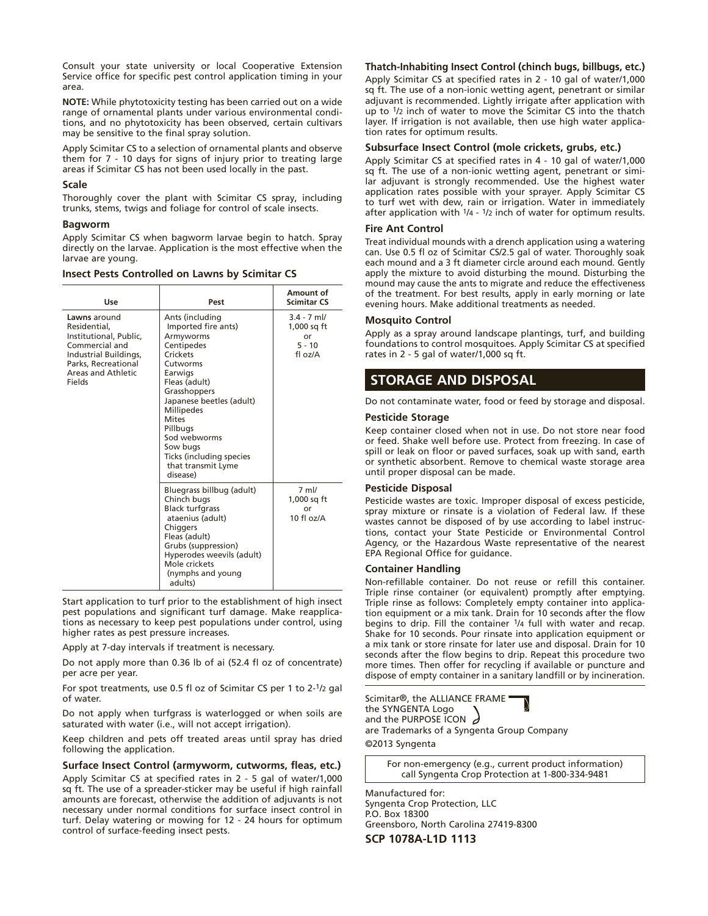Consult your state university or local Cooperative Extension Service office for specific pest control application timing in your area.

**NOTE:** While phytotoxicity testing has been carried out on a wide range of ornamental plants under various environmental conditions, and no phytotoxicity has been observed, certain cultivars may be sensitive to the final spray solution.

Apply Scimitar CS to a selection of ornamental plants and observe them for 7 - 10 days for signs of injury prior to treating large areas if Scimitar CS has not been used locally in the past.

### Scale

Thoroughly cover the plant with Scimitar CS spray, including trunks, stems, twigs and foliage for control of scale insects.

### Bagworm

Apply Scimitar CS when bagworm larvae begin to hatch. Spray directly on the larvae. Application is the most effective when the larvae are young.

### Insect Pests Controlled on Lawns by Scimitar CS

| Use | Pest | Amount of Scimitar CS |
|---|---|---|
| **Lawns** around Residential, Institutional, Public, Commercial and Industrial Buildings, Parks, Recreational Areas and Athletic Fields | Ants (including Imported fire ants)<br>Armyworms<br>Centipedes<br>Crickets<br>Cutworms<br>Earwigs<br>Fleas (adult)<br>Grasshoppers<br>Japanese beetles (adult)<br>Millipedes<br>Mites<br>Pillbugs<br>Sod webworms<br>Sow bugs<br>Ticks (including species that transmit Lyme disease) | 3.4 - 7 ml/ 1,000 sq ft or 5 - 10 fl oz/A |
| | Bluegrass billbug (adult)<br>Chinch bugs<br>Black turfgrass ataenius (adult)<br>Chiggers<br>Fleas (adult)<br>Grubs (suppression)<br>Hyperodes weevils (adult)<br>Mole crickets (nymphs and young adults) | 7 ml/ 1,000 sq ft or 10 fl oz/A |

Start application to turf prior to the establishment of high insect pest populations and significant turf damage. Make reapplications as necessary to keep pest populations under control, using higher rates as pest pressure increases.

Apply at 7-day intervals if treatment is necessary.

Do not apply more than 0.36 lb of ai (52.4 fl oz of concentrate) per acre per year.

For spot treatments, use 0.5 fl oz of Scimitar CS per 1 to 2-1/2 gal of water.

Do not apply when turfgrass is waterlogged or when soils are saturated with water (i.e., will not accept irrigation).

Keep children and pets off treated areas until spray has dried following the application.

### Surface Insect Control (armyworm, cutworms, fleas, etc.)

Apply Scimitar CS at specified rates in 2 - 5 gal of water/1,000 sq ft. The use of a spreader-sticker may be useful if high rainfall amounts are forecast, otherwise the addition of adjuvants is not necessary under normal conditions for surface insect control in turf. Delay watering or mowing for 12 - 24 hours for optimum control of surface-feeding insect pests.

### Thatch-Inhabiting Insect Control (chinch bugs, billbugs, etc.)

Apply Scimitar CS at specified rates in 2 - 10 gal of water/1,000 sq ft. The use of a non-ionic wetting agent, penetrant or similar adjuvant is recommended. Lightly irrigate after application with up to 1/2 inch of water to move the Scimitar CS into the thatch layer. If irrigation is not available, then use high water application rates for optimum results.

### Subsurface Insect Control (mole crickets, grubs, etc.)

Apply Scimitar CS at specified rates in 4 - 10 gal of water/1,000 sq ft. The use of a non-ionic wetting agent, penetrant or similar adjuvant is strongly recommended. Use the highest water application rates possible with your sprayer. Apply Scimitar CS to turf wet with dew, rain or irrigation. Water in immediately after application with 1/4 - 1/2 inch of water for optimum results.

### Fire Ant Control

Treat individual mounds with a drench application using a watering can. Use 0.5 fl oz of Scimitar CS/2.5 gal of water. Thoroughly soak each mound and a 3 ft diameter circle around each mound. Gently apply the mixture to avoid disturbing the mound. Disturbing the mound may cause the ants to migrate and reduce the effectiveness of the treatment. For best results, apply in early morning or late evening hours. Make additional treatments as needed.

### Mosquito Control

Apply as a spray around landscape plantings, turf, and building foundations to control mosquitoes. Apply Scimitar CS at specified rates in 2 - 5 gal of water/1,000 sq ft.

## STORAGE AND DISPOSAL

Do not contaminate water, food or feed by storage and disposal.

### Pesticide Storage

Keep container closed when not in use. Do not store near food or feed. Shake well before use. Protect from freezing. In case of spill or leak on floor or paved surfaces, soak up with sand, earth or synthetic absorbent. Remove to chemical waste storage area until proper disposal can be made.

### Pesticide Disposal

Pesticide wastes are toxic. Improper disposal of excess pesticide, spray mixture or rinsate is a violation of Federal law. If these wastes cannot be disposed of by use according to label instructions, contact your State Pesticide or Environmental Control Agency, or the Hazardous Waste representative of the nearest EPA Regional Office for guidance.

### Container Handling

Non-refillable container. Do not reuse or refill this container. Triple rinse container (or equivalent) promptly after emptying. Triple rinse as follows: Completely empty container into application equipment or a mix tank. Drain for 10 seconds after the flow begins to drip. Fill the container 1/4 full with water and recap. Shake for 10 seconds. Pour rinsate into application equipment or a mix tank or store rinsate for later use and disposal. Drain for 10 seconds after the flow begins to drip. Repeat this procedure two more times. Then offer for recycling if available or puncture and dispose of empty container in a sanitary landfill or by incineration.

Scimitar®, the ALLIANCE FRAME
the SYNGENTA Logo
and the PURPOSE ICON
are Trademarks of a Syngenta Group Company

©2013 Syngenta

For non-emergency (e.g., current product information) call Syngenta Crop Protection at 1-800-334-9481

Manufactured for:
Syngenta Crop Protection, LLC
P.O. Box 18300
Greensboro, North Carolina 27419-8300

**SCP 1078A-L1D 1113**